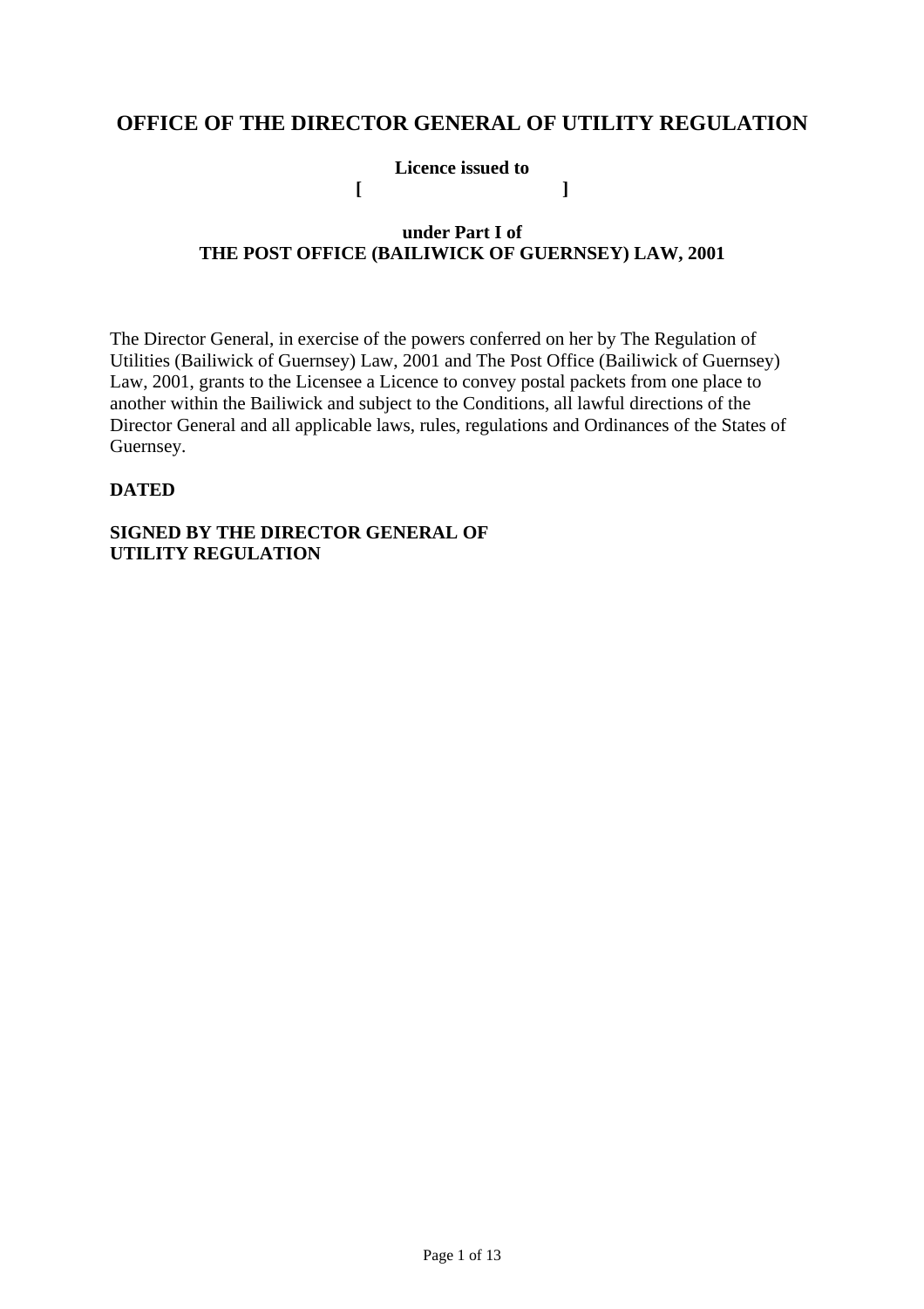# OFFICE OF THE DIRECTOR GENERAL OF UTILITY REGULATION

**Licence issued to**
**[ ]**

**under Part I of**
**THE POST OFFICE (BAILIWICK OF GUERNSEY) LAW, 2001**

The Director General, in exercise of the powers conferred on her by The Regulation of Utilities (Bailiwick of Guernsey) Law, 2001 and The Post Office (Bailiwick of Guernsey) Law, 2001, grants to the Licensee a Licence to convey postal packets from one place to another within the Bailiwick and subject to the Conditions, all lawful directions of the Director General and all applicable laws, rules, regulations and Ordinances of the States of Guernsey.

**DATED**

**SIGNED BY THE DIRECTOR GENERAL OF UTILITY REGULATION**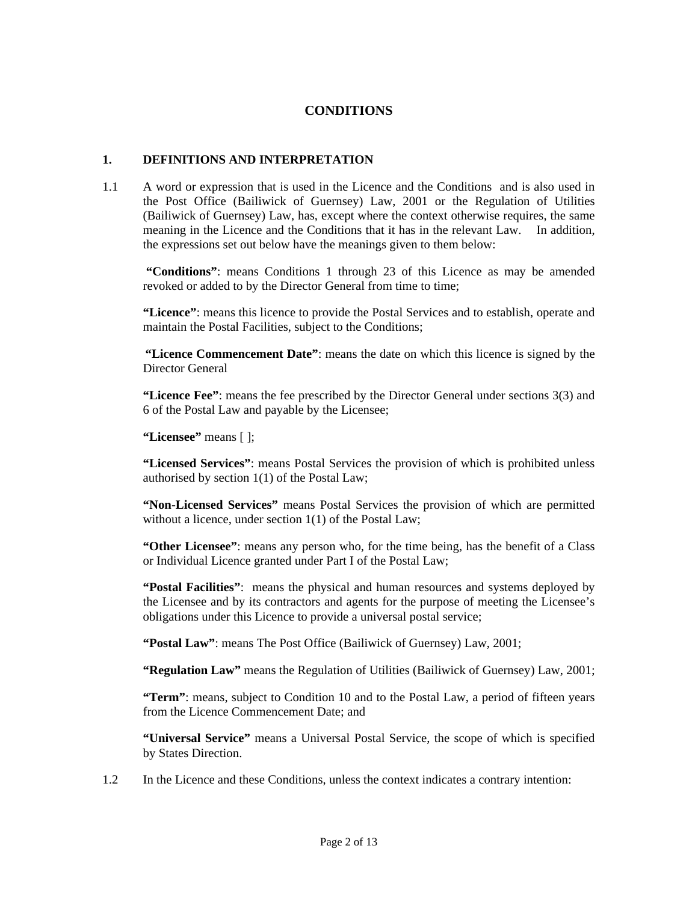# CONDITIONS

## 1. DEFINITIONS AND INTERPRETATION

1.1 A word or expression that is used in the Licence and the Conditions and is also used in the Post Office (Bailiwick of Guernsey) Law, 2001 or the Regulation of Utilities (Bailiwick of Guernsey) Law, has, except where the context otherwise requires, the same meaning in the Licence and the Conditions that it has in the relevant Law. In addition, the expressions set out below have the meanings given to them below:

**"Conditions"**: means Conditions 1 through 23 of this Licence as may be amended revoked or added to by the Director General from time to time;

**"Licence"**: means this licence to provide the Postal Services and to establish, operate and maintain the Postal Facilities, subject to the Conditions;

**"Licence Commencement Date"**: means the date on which this licence is signed by the Director General

**"Licence Fee"**: means the fee prescribed by the Director General under sections 3(3) and 6 of the Postal Law and payable by the Licensee;

**"Licensee"** means [ ];

**"Licensed Services"**: means Postal Services the provision of which is prohibited unless authorised by section 1(1) of the Postal Law;

**"Non-Licensed Services"** means Postal Services the provision of which are permitted without a licence, under section 1(1) of the Postal Law;

**"Other Licensee"**: means any person who, for the time being, has the benefit of a Class or Individual Licence granted under Part I of the Postal Law;

**"Postal Facilities"**: means the physical and human resources and systems deployed by the Licensee and by its contractors and agents for the purpose of meeting the Licensee's obligations under this Licence to provide a universal postal service;

**"Postal Law"**: means The Post Office (Bailiwick of Guernsey) Law, 2001;

**"Regulation Law"** means the Regulation of Utilities (Bailiwick of Guernsey) Law, 2001;

**"Term"**: means, subject to Condition 10 and to the Postal Law, a period of fifteen years from the Licence Commencement Date; and

**"Universal Service"** means a Universal Postal Service, the scope of which is specified by States Direction.

1.2 In the Licence and these Conditions, unless the context indicates a contrary intention: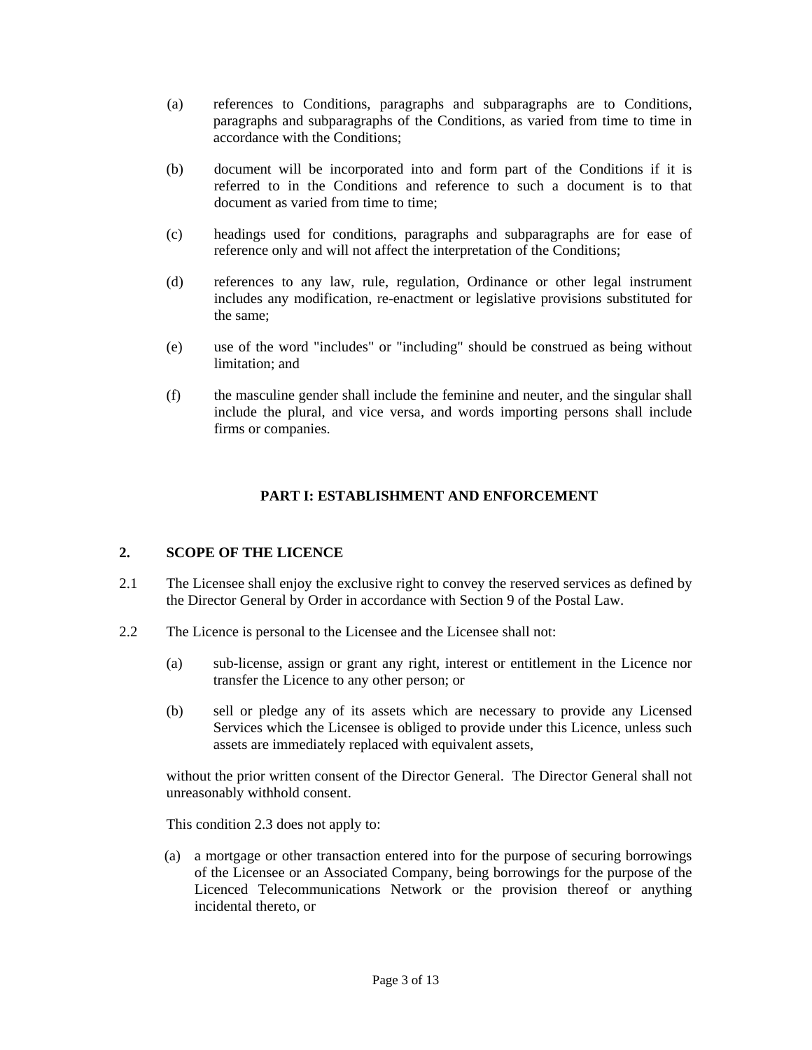(a) references to Conditions, paragraphs and subparagraphs are to Conditions, paragraphs and subparagraphs of the Conditions, as varied from time to time in accordance with the Conditions;

(b) document will be incorporated into and form part of the Conditions if it is referred to in the Conditions and reference to such a document is to that document as varied from time to time;

(c) headings used for conditions, paragraphs and subparagraphs are for ease of reference only and will not affect the interpretation of the Conditions;

(d) references to any law, rule, regulation, Ordinance or other legal instrument includes any modification, re-enactment or legislative provisions substituted for the same;

(e) use of the word "includes" or "including" should be construed as being without limitation; and

(f) the masculine gender shall include the feminine and neuter, and the singular shall include the plural, and vice versa, and words importing persons shall include firms or companies.

## PART I: ESTABLISHMENT AND ENFORCEMENT

### 2. SCOPE OF THE LICENCE

2.1 The Licensee shall enjoy the exclusive right to convey the reserved services as defined by the Director General by Order in accordance with Section 9 of the Postal Law.

2.2 The Licence is personal to the Licensee and the Licensee shall not:

(a) sub-license, assign or grant any right, interest or entitlement in the Licence nor transfer the Licence to any other person; or

(b) sell or pledge any of its assets which are necessary to provide any Licensed Services which the Licensee is obliged to provide under this Licence, unless such assets are immediately replaced with equivalent assets,

without the prior written consent of the Director General. The Director General shall not unreasonably withhold consent.

This condition 2.3 does not apply to:

(a) a mortgage or other transaction entered into for the purpose of securing borrowings of the Licensee or an Associated Company, being borrowings for the purpose of the Licenced Telecommunications Network or the provision thereof or anything incidental thereto, or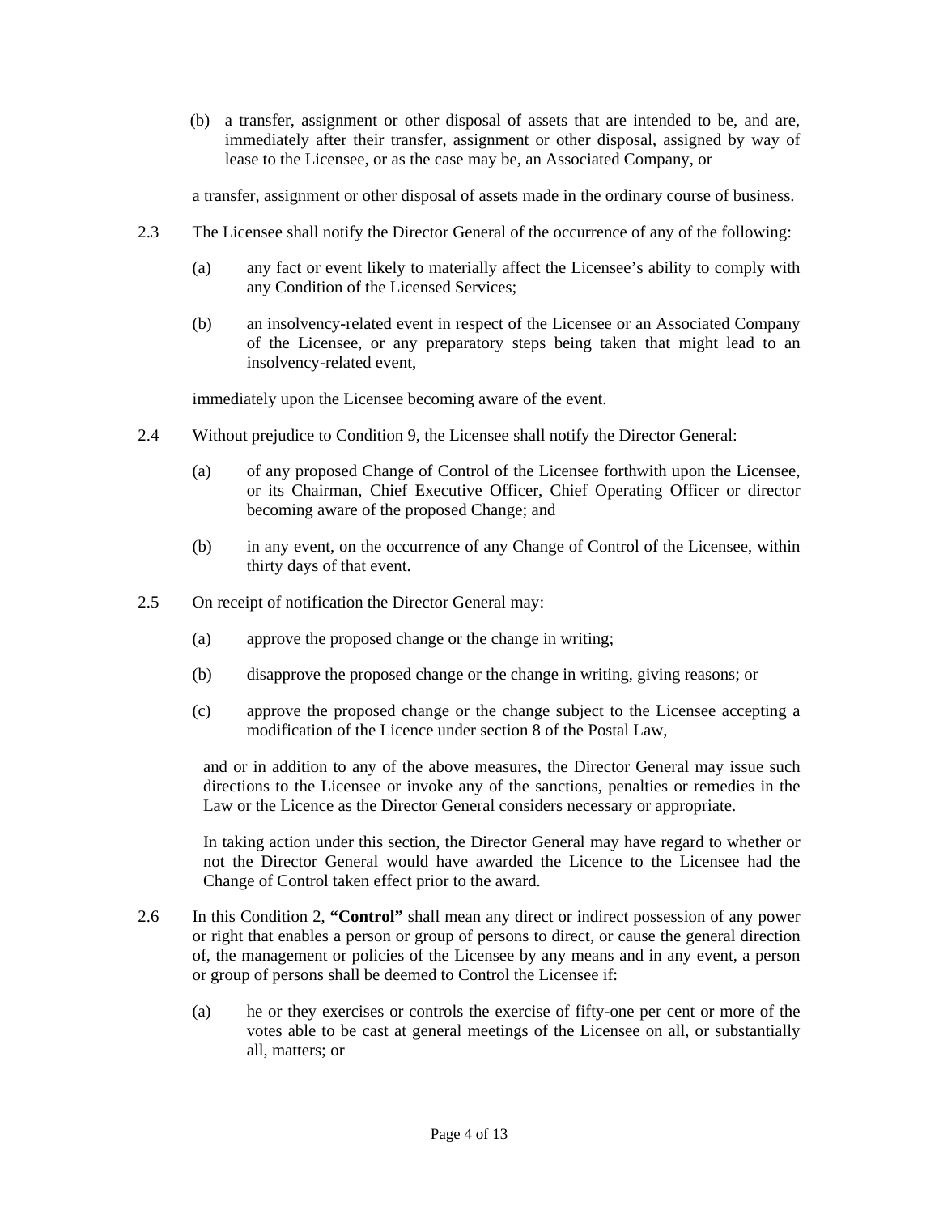(b) a transfer, assignment or other disposal of assets that are intended to be, and are, immediately after their transfer, assignment or other disposal, assigned by way of lease to the Licensee, or as the case may be, an Associated Company, or

a transfer, assignment or other disposal of assets made in the ordinary course of business.

2.3 The Licensee shall notify the Director General of the occurrence of any of the following:

(a) any fact or event likely to materially affect the Licensee's ability to comply with any Condition of the Licensed Services;

(b) an insolvency-related event in respect of the Licensee or an Associated Company of the Licensee, or any preparatory steps being taken that might lead to an insolvency-related event,

immediately upon the Licensee becoming aware of the event.

2.4 Without prejudice to Condition 9, the Licensee shall notify the Director General:

(a) of any proposed Change of Control of the Licensee forthwith upon the Licensee, or its Chairman, Chief Executive Officer, Chief Operating Officer or director becoming aware of the proposed Change; and

(b) in any event, on the occurrence of any Change of Control of the Licensee, within thirty days of that event.

2.5 On receipt of notification the Director General may:

(a) approve the proposed change or the change in writing;

(b) disapprove the proposed change or the change in writing, giving reasons; or

(c) approve the proposed change or the change subject to the Licensee accepting a modification of the Licence under section 8 of the Postal Law,

and or in addition to any of the above measures, the Director General may issue such directions to the Licensee or invoke any of the sanctions, penalties or remedies in the Law or the Licence as the Director General considers necessary or appropriate.

In taking action under this section, the Director General may have regard to whether or not the Director General would have awarded the Licence to the Licensee had the Change of Control taken effect prior to the award.

2.6 In this Condition 2, **"Control"** shall mean any direct or indirect possession of any power or right that enables a person or group of persons to direct, or cause the general direction of, the management or policies of the Licensee by any means and in any event, a person or group of persons shall be deemed to Control the Licensee if:

(a) he or they exercises or controls the exercise of fifty-one per cent or more of the votes able to be cast at general meetings of the Licensee on all, or substantially all, matters; or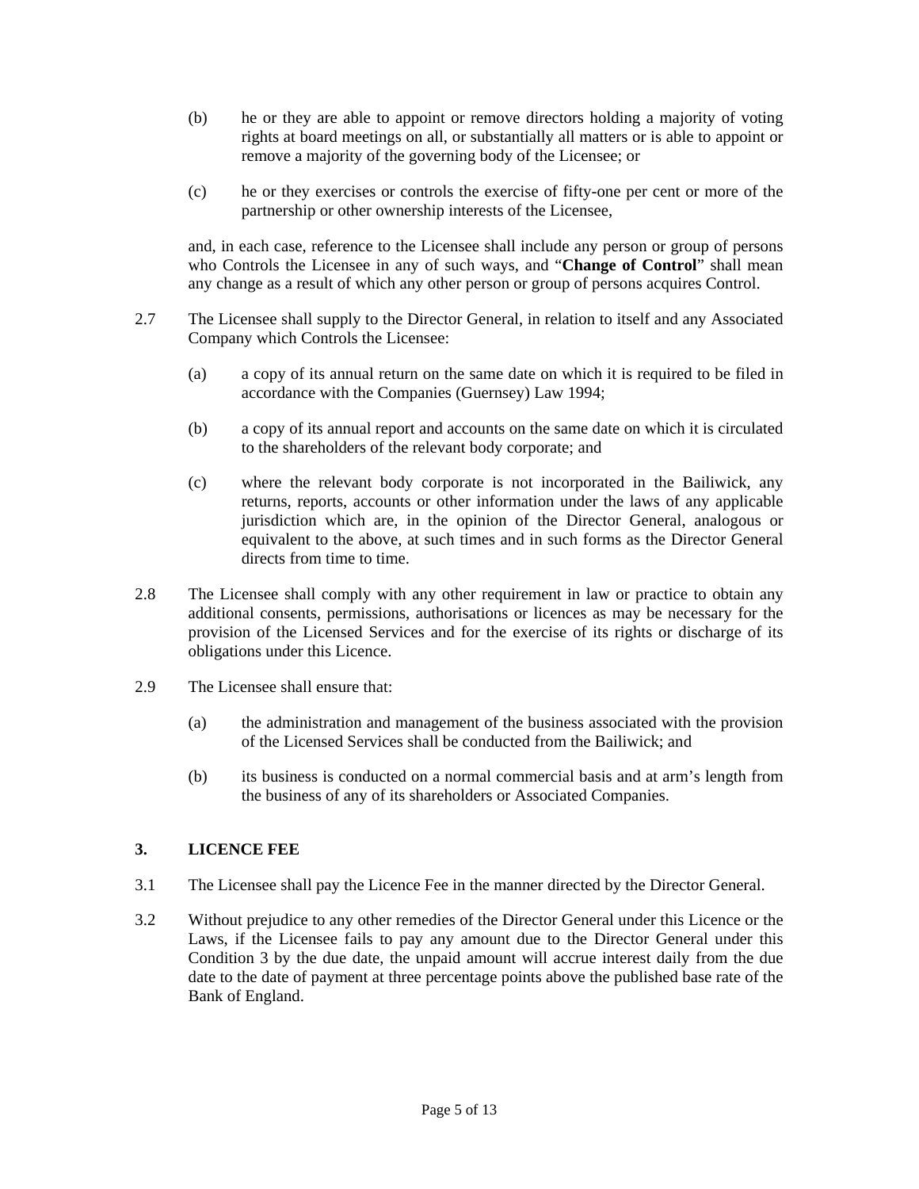(b) he or they are able to appoint or remove directors holding a majority of voting rights at board meetings on all, or substantially all matters or is able to appoint or remove a majority of the governing body of the Licensee; or

(c) he or they exercises or controls the exercise of fifty-one per cent or more of the partnership or other ownership interests of the Licensee,

and, in each case, reference to the Licensee shall include any person or group of persons who Controls the Licensee in any of such ways, and "**Change of Control**" shall mean any change as a result of which any other person or group of persons acquires Control.

2.7 The Licensee shall supply to the Director General, in relation to itself and any Associated Company which Controls the Licensee:

(a) a copy of its annual return on the same date on which it is required to be filed in accordance with the Companies (Guernsey) Law 1994;

(b) a copy of its annual report and accounts on the same date on which it is circulated to the shareholders of the relevant body corporate; and

(c) where the relevant body corporate is not incorporated in the Bailiwick, any returns, reports, accounts or other information under the laws of any applicable jurisdiction which are, in the opinion of the Director General, analogous or equivalent to the above, at such times and in such forms as the Director General directs from time to time.

2.8 The Licensee shall comply with any other requirement in law or practice to obtain any additional consents, permissions, authorisations or licences as may be necessary for the provision of the Licensed Services and for the exercise of its rights or discharge of its obligations under this Licence.

2.9 The Licensee shall ensure that:

(a) the administration and management of the business associated with the provision of the Licensed Services shall be conducted from the Bailiwick; and

(b) its business is conducted on a normal commercial basis and at arm's length from the business of any of its shareholders or Associated Companies.

## 3. LICENCE FEE

3.1 The Licensee shall pay the Licence Fee in the manner directed by the Director General.

3.2 Without prejudice to any other remedies of the Director General under this Licence or the Laws, if the Licensee fails to pay any amount due to the Director General under this Condition 3 by the due date, the unpaid amount will accrue interest daily from the due date to the date of payment at three percentage points above the published base rate of the Bank of England.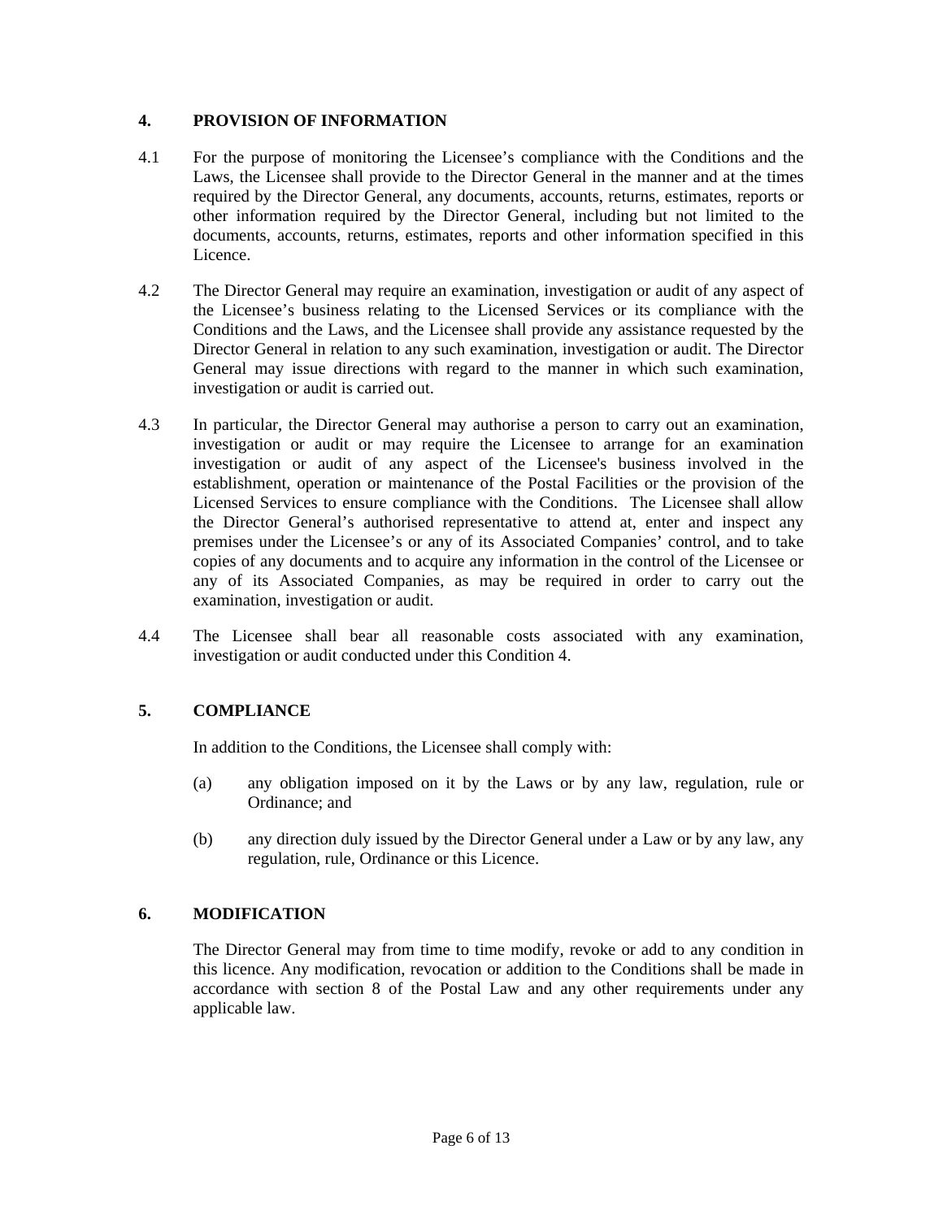## 4. PROVISION OF INFORMATION

4.1 For the purpose of monitoring the Licensee's compliance with the Conditions and the Laws, the Licensee shall provide to the Director General in the manner and at the times required by the Director General, any documents, accounts, returns, estimates, reports or other information required by the Director General, including but not limited to the documents, accounts, returns, estimates, reports and other information specified in this Licence.

4.2 The Director General may require an examination, investigation or audit of any aspect of the Licensee's business relating to the Licensed Services or its compliance with the Conditions and the Laws, and the Licensee shall provide any assistance requested by the Director General in relation to any such examination, investigation or audit. The Director General may issue directions with regard to the manner in which such examination, investigation or audit is carried out.

4.3 In particular, the Director General may authorise a person to carry out an examination, investigation or audit or may require the Licensee to arrange for an examination investigation or audit of any aspect of the Licensee's business involved in the establishment, operation or maintenance of the Postal Facilities or the provision of the Licensed Services to ensure compliance with the Conditions. The Licensee shall allow the Director General's authorised representative to attend at, enter and inspect any premises under the Licensee's or any of its Associated Companies' control, and to take copies of any documents and to acquire any information in the control of the Licensee or any of its Associated Companies, as may be required in order to carry out the examination, investigation or audit.

4.4 The Licensee shall bear all reasonable costs associated with any examination, investigation or audit conducted under this Condition 4.

## 5. COMPLIANCE

In addition to the Conditions, the Licensee shall comply with:

(a) any obligation imposed on it by the Laws or by any law, regulation, rule or Ordinance; and

(b) any direction duly issued by the Director General under a Law or by any law, any regulation, rule, Ordinance or this Licence.

## 6. MODIFICATION

The Director General may from time to time modify, revoke or add to any condition in this licence. Any modification, revocation or addition to the Conditions shall be made in accordance with section 8 of the Postal Law and any other requirements under any applicable law.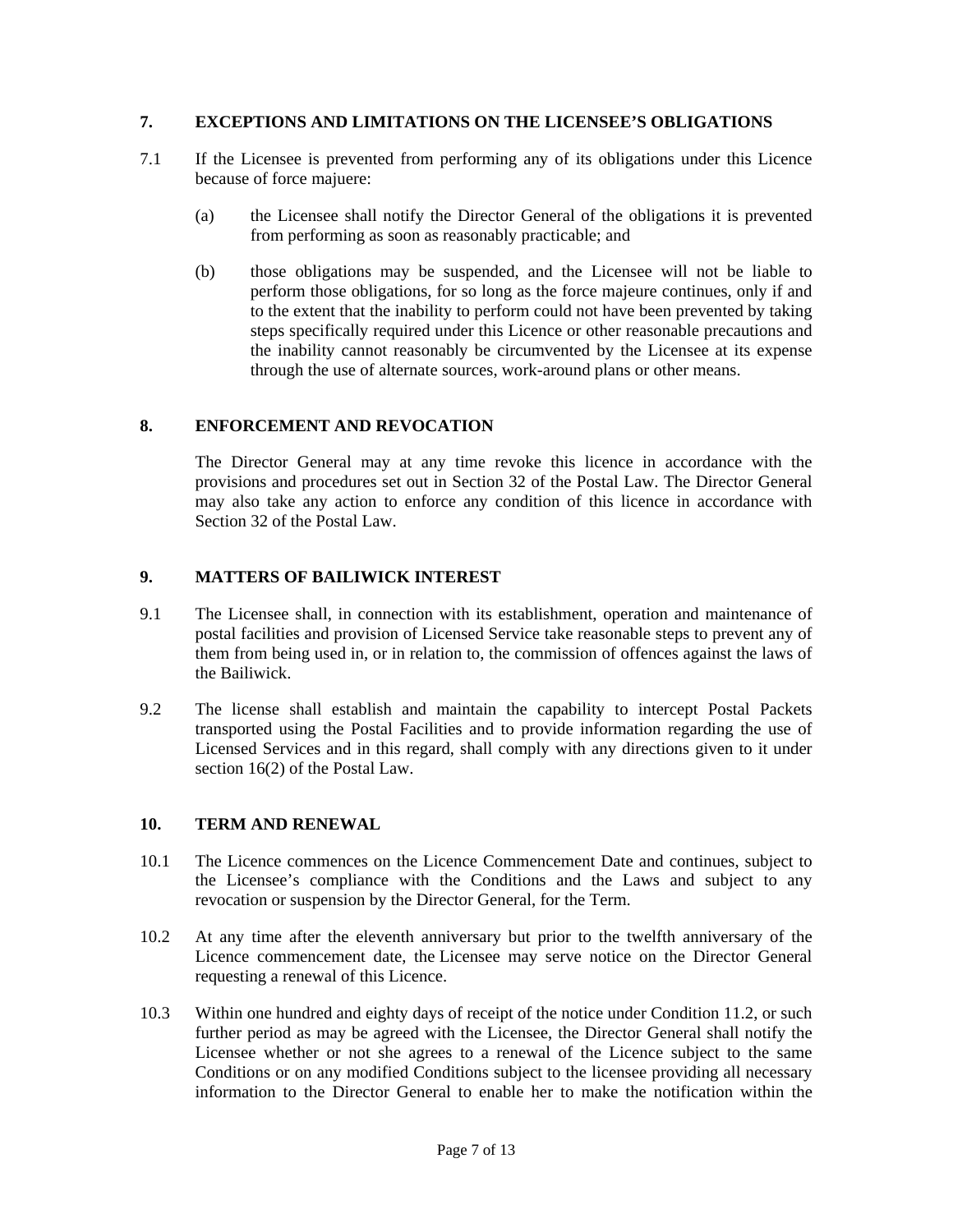## 7. EXCEPTIONS AND LIMITATIONS ON THE LICENSEE'S OBLIGATIONS

7.1 If the Licensee is prevented from performing any of its obligations under this Licence because of force majuere:

(a) the Licensee shall notify the Director General of the obligations it is prevented from performing as soon as reasonably practicable; and

(b) those obligations may be suspended, and the Licensee will not be liable to perform those obligations, for so long as the force majeure continues, only if and to the extent that the inability to perform could not have been prevented by taking steps specifically required under this Licence or other reasonable precautions and the inability cannot reasonably be circumvented by the Licensee at its expense through the use of alternate sources, work-around plans or other means.

## 8. ENFORCEMENT AND REVOCATION

The Director General may at any time revoke this licence in accordance with the provisions and procedures set out in Section 32 of the Postal Law. The Director General may also take any action to enforce any condition of this licence in accordance with Section 32 of the Postal Law.

## 9. MATTERS OF BAILIWICK INTEREST

9.1 The Licensee shall, in connection with its establishment, operation and maintenance of postal facilities and provision of Licensed Service take reasonable steps to prevent any of them from being used in, or in relation to, the commission of offences against the laws of the Bailiwick.

9.2 The license shall establish and maintain the capability to intercept Postal Packets transported using the Postal Facilities and to provide information regarding the use of Licensed Services and in this regard, shall comply with any directions given to it under section 16(2) of the Postal Law.

## 10. TERM AND RENEWAL

10.1 The Licence commences on the Licence Commencement Date and continues, subject to the Licensee's compliance with the Conditions and the Laws and subject to any revocation or suspension by the Director General, for the Term.

10.2 At any time after the eleventh anniversary but prior to the twelfth anniversary of the Licence commencement date, the Licensee may serve notice on the Director General requesting a renewal of this Licence.

10.3 Within one hundred and eighty days of receipt of the notice under Condition 11.2, or such further period as may be agreed with the Licensee, the Director General shall notify the Licensee whether or not she agrees to a renewal of the Licence subject to the same Conditions or on any modified Conditions subject to the licensee providing all necessary information to the Director General to enable her to make the notification within the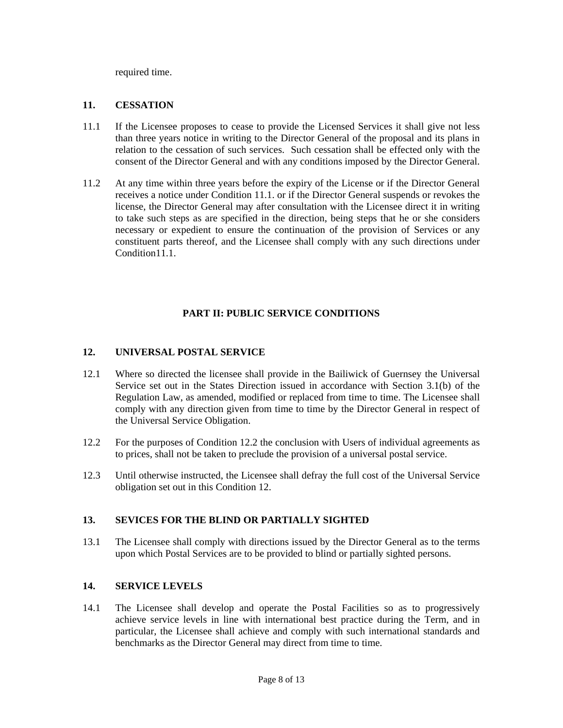required time.

## 11. CESSATION

11.1 If the Licensee proposes to cease to provide the Licensed Services it shall give not less than three years notice in writing to the Director General of the proposal and its plans in relation to the cessation of such services. Such cessation shall be effected only with the consent of the Director General and with any conditions imposed by the Director General.

11.2 At any time within three years before the expiry of the License or if the Director General receives a notice under Condition 11.1. or if the Director General suspends or revokes the license, the Director General may after consultation with the Licensee direct it in writing to take such steps as are specified in the direction, being steps that he or she considers necessary or expedient to ensure the continuation of the provision of Services or any constituent parts thereof, and the Licensee shall comply with any such directions under Condition11.1.

# PART II: PUBLIC SERVICE CONDITIONS

## 12. UNIVERSAL POSTAL SERVICE

12.1 Where so directed the licensee shall provide in the Bailiwick of Guernsey the Universal Service set out in the States Direction issued in accordance with Section 3.1(b) of the Regulation Law, as amended, modified or replaced from time to time. The Licensee shall comply with any direction given from time to time by the Director General in respect of the Universal Service Obligation.

12.2 For the purposes of Condition 12.2 the conclusion with Users of individual agreements as to prices, shall not be taken to preclude the provision of a universal postal service.

12.3 Until otherwise instructed, the Licensee shall defray the full cost of the Universal Service obligation set out in this Condition 12.

## 13. SEVICES FOR THE BLIND OR PARTIALLY SIGHTED

13.1 The Licensee shall comply with directions issued by the Director General as to the terms upon which Postal Services are to be provided to blind or partially sighted persons.

## 14. SERVICE LEVELS

14.1 The Licensee shall develop and operate the Postal Facilities so as to progressively achieve service levels in line with international best practice during the Term, and in particular, the Licensee shall achieve and comply with such international standards and benchmarks as the Director General may direct from time to time.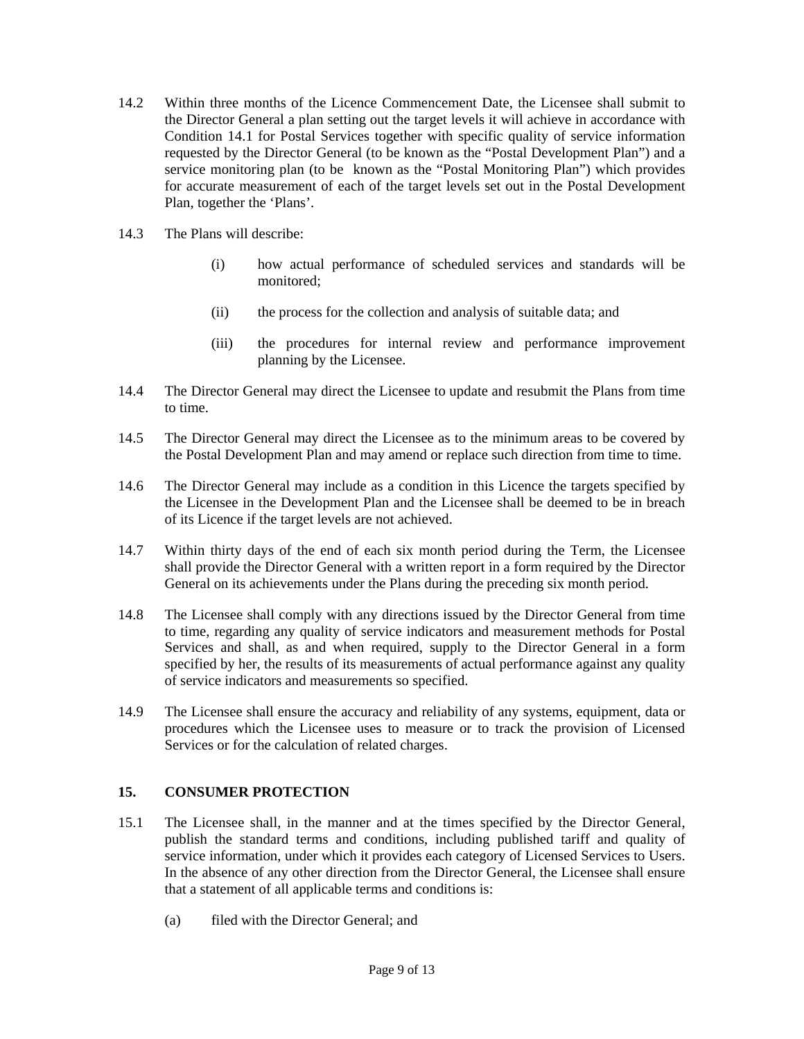14.2 Within three months of the Licence Commencement Date, the Licensee shall submit to the Director General a plan setting out the target levels it will achieve in accordance with Condition 14.1 for Postal Services together with specific quality of service information requested by the Director General (to be known as the "Postal Development Plan") and a service monitoring plan (to be known as the "Postal Monitoring Plan") which provides for accurate measurement of each of the target levels set out in the Postal Development Plan, together the 'Plans'.

14.3 The Plans will describe:

(i) how actual performance of scheduled services and standards will be monitored;

(ii) the process for the collection and analysis of suitable data; and

(iii) the procedures for internal review and performance improvement planning by the Licensee.

14.4 The Director General may direct the Licensee to update and resubmit the Plans from time to time.

14.5 The Director General may direct the Licensee as to the minimum areas to be covered by the Postal Development Plan and may amend or replace such direction from time to time.

14.6 The Director General may include as a condition in this Licence the targets specified by the Licensee in the Development Plan and the Licensee shall be deemed to be in breach of its Licence if the target levels are not achieved.

14.7 Within thirty days of the end of each six month period during the Term, the Licensee shall provide the Director General with a written report in a form required by the Director General on its achievements under the Plans during the preceding six month period.

14.8 The Licensee shall comply with any directions issued by the Director General from time to time, regarding any quality of service indicators and measurement methods for Postal Services and shall, as and when required, supply to the Director General in a form specified by her, the results of its measurements of actual performance against any quality of service indicators and measurements so specified.

14.9 The Licensee shall ensure the accuracy and reliability of any systems, equipment, data or procedures which the Licensee uses to measure or to track the provision of Licensed Services or for the calculation of related charges.

## 15. CONSUMER PROTECTION

15.1 The Licensee shall, in the manner and at the times specified by the Director General, publish the standard terms and conditions, including published tariff and quality of service information, under which it provides each category of Licensed Services to Users. In the absence of any other direction from the Director General, the Licensee shall ensure that a statement of all applicable terms and conditions is:

(a) filed with the Director General; and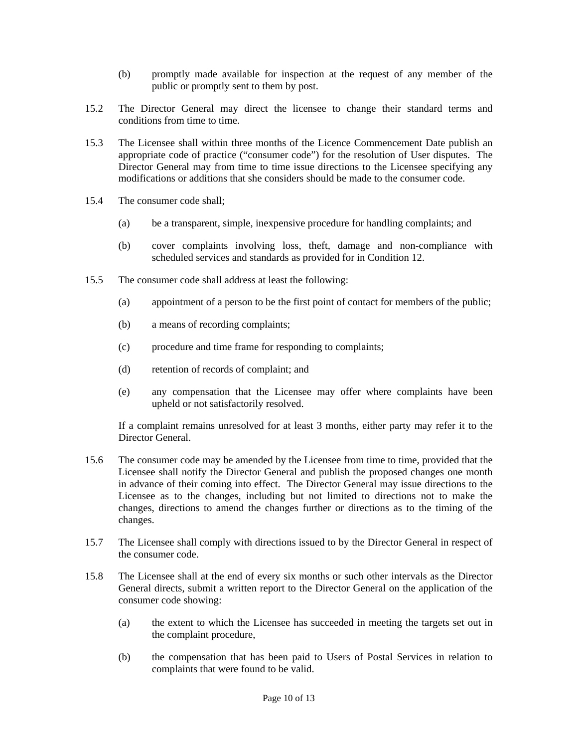(b) promptly made available for inspection at the request of any member of the public or promptly sent to them by post.

15.2 The Director General may direct the licensee to change their standard terms and conditions from time to time.

15.3 The Licensee shall within three months of the Licence Commencement Date publish an appropriate code of practice ("consumer code") for the resolution of User disputes. The Director General may from time to time issue directions to the Licensee specifying any modifications or additions that she considers should be made to the consumer code.

15.4 The consumer code shall;

(a) be a transparent, simple, inexpensive procedure for handling complaints; and

(b) cover complaints involving loss, theft, damage and non-compliance with scheduled services and standards as provided for in Condition 12.

15.5 The consumer code shall address at least the following:

(a) appointment of a person to be the first point of contact for members of the public;

(b) a means of recording complaints;

(c) procedure and time frame for responding to complaints;

(d) retention of records of complaint; and

(e) any compensation that the Licensee may offer where complaints have been upheld or not satisfactorily resolved.

If a complaint remains unresolved for at least 3 months, either party may refer it to the Director General.

15.6 The consumer code may be amended by the Licensee from time to time, provided that the Licensee shall notify the Director General and publish the proposed changes one month in advance of their coming into effect. The Director General may issue directions to the Licensee as to the changes, including but not limited to directions not to make the changes, directions to amend the changes further or directions as to the timing of the changes.

15.7 The Licensee shall comply with directions issued to by the Director General in respect of the consumer code.

15.8 The Licensee shall at the end of every six months or such other intervals as the Director General directs, submit a written report to the Director General on the application of the consumer code showing:

(a) the extent to which the Licensee has succeeded in meeting the targets set out in the complaint procedure,

(b) the compensation that has been paid to Users of Postal Services in relation to complaints that were found to be valid.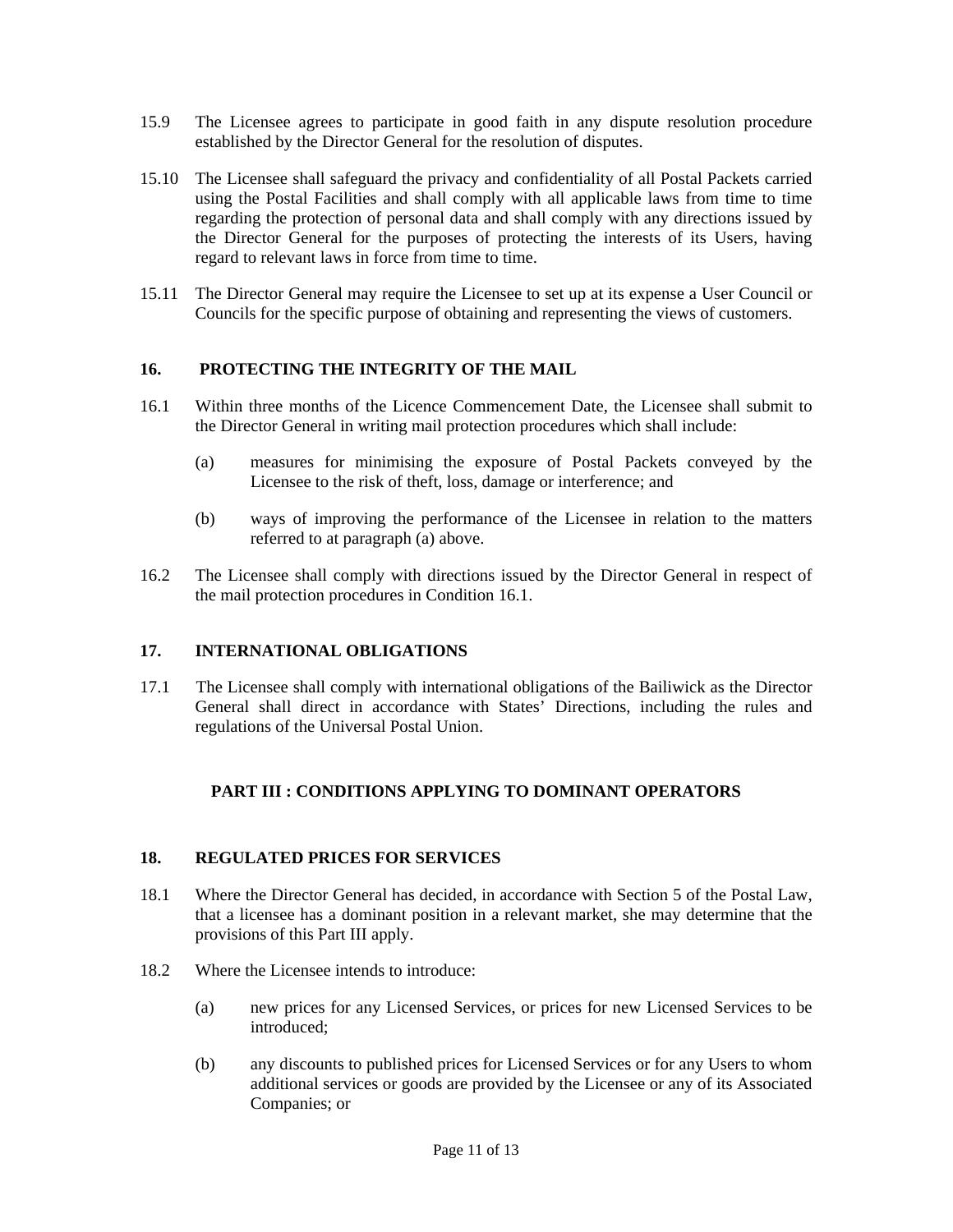15.9 The Licensee agrees to participate in good faith in any dispute resolution procedure established by the Director General for the resolution of disputes.

15.10 The Licensee shall safeguard the privacy and confidentiality of all Postal Packets carried using the Postal Facilities and shall comply with all applicable laws from time to time regarding the protection of personal data and shall comply with any directions issued by the Director General for the purposes of protecting the interests of its Users, having regard to relevant laws in force from time to time.

15.11 The Director General may require the Licensee to set up at its expense a User Council or Councils for the specific purpose of obtaining and representing the views of customers.

## 16. PROTECTING THE INTEGRITY OF THE MAIL

16.1 Within three months of the Licence Commencement Date, the Licensee shall submit to the Director General in writing mail protection procedures which shall include:

(a) measures for minimising the exposure of Postal Packets conveyed by the Licensee to the risk of theft, loss, damage or interference; and

(b) ways of improving the performance of the Licensee in relation to the matters referred to at paragraph (a) above.

16.2 The Licensee shall comply with directions issued by the Director General in respect of the mail protection procedures in Condition 16.1.

## 17. INTERNATIONAL OBLIGATIONS

17.1 The Licensee shall comply with international obligations of the Bailiwick as the Director General shall direct in accordance with States' Directions, including the rules and regulations of the Universal Postal Union.

# PART III : CONDITIONS APPLYING TO DOMINANT OPERATORS

## 18. REGULATED PRICES FOR SERVICES

18.1 Where the Director General has decided, in accordance with Section 5 of the Postal Law, that a licensee has a dominant position in a relevant market, she may determine that the provisions of this Part III apply.

18.2 Where the Licensee intends to introduce:

(a) new prices for any Licensed Services, or prices for new Licensed Services to be introduced;

(b) any discounts to published prices for Licensed Services or for any Users to whom additional services or goods are provided by the Licensee or any of its Associated Companies; or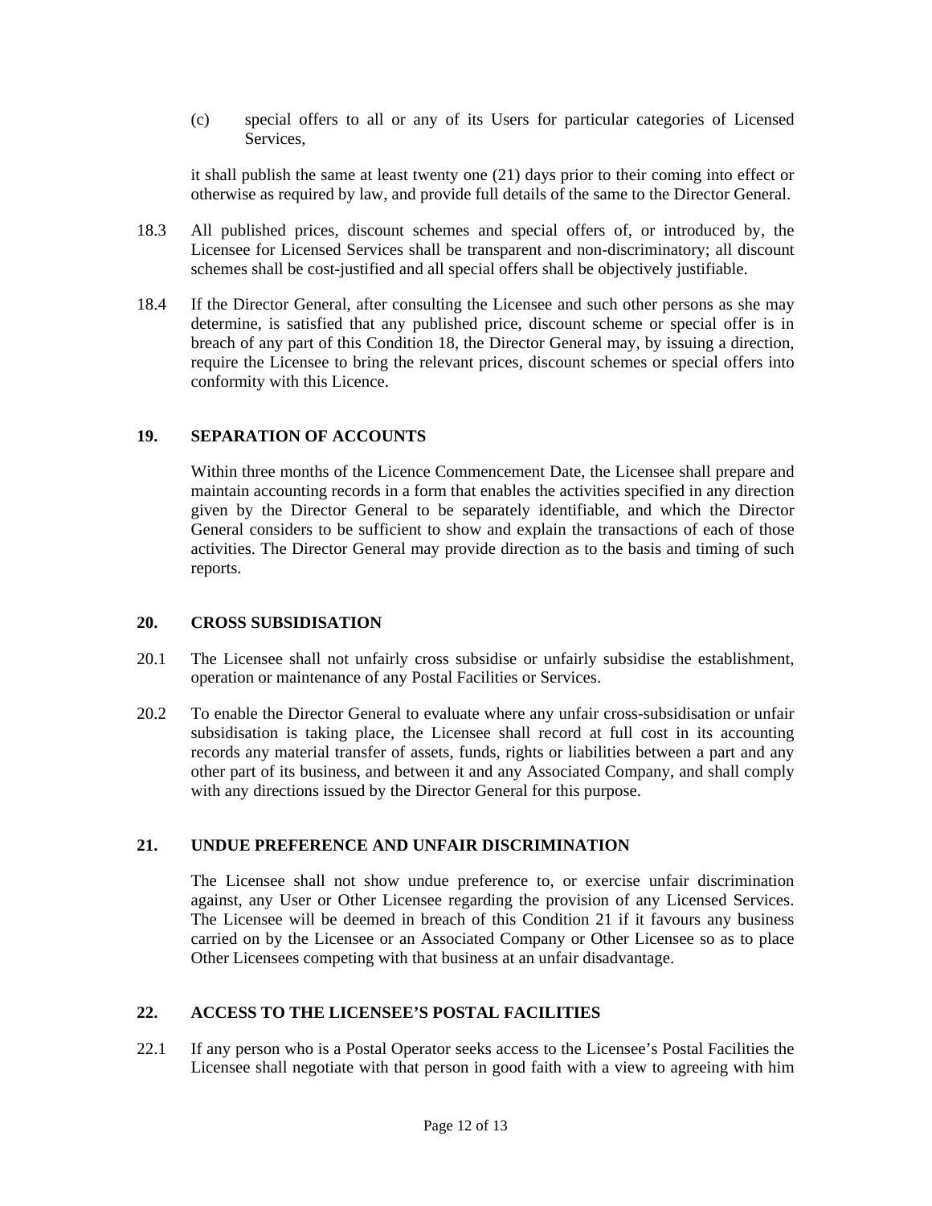(c) special offers to all or any of its Users for particular categories of Licensed Services,

it shall publish the same at least twenty one (21) days prior to their coming into effect or otherwise as required by law, and provide full details of the same to the Director General.

18.3 All published prices, discount schemes and special offers of, or introduced by, the Licensee for Licensed Services shall be transparent and non-discriminatory; all discount schemes shall be cost-justified and all special offers shall be objectively justifiable.

18.4 If the Director General, after consulting the Licensee and such other persons as she may determine, is satisfied that any published price, discount scheme or special offer is in breach of any part of this Condition 18, the Director General may, by issuing a direction, require the Licensee to bring the relevant prices, discount schemes or special offers into conformity with this Licence.

## 19. SEPARATION OF ACCOUNTS

Within three months of the Licence Commencement Date, the Licensee shall prepare and maintain accounting records in a form that enables the activities specified in any direction given by the Director General to be separately identifiable, and which the Director General considers to be sufficient to show and explain the transactions of each of those activities. The Director General may provide direction as to the basis and timing of such reports.

## 20. CROSS SUBSIDISATION

20.1 The Licensee shall not unfairly cross subsidise or unfairly subsidise the establishment, operation or maintenance of any Postal Facilities or Services.

20.2 To enable the Director General to evaluate where any unfair cross-subsidisation or unfair subsidisation is taking place, the Licensee shall record at full cost in its accounting records any material transfer of assets, funds, rights or liabilities between a part and any other part of its business, and between it and any Associated Company, and shall comply with any directions issued by the Director General for this purpose.

## 21. UNDUE PREFERENCE AND UNFAIR DISCRIMINATION

The Licensee shall not show undue preference to, or exercise unfair discrimination against, any User or Other Licensee regarding the provision of any Licensed Services. The Licensee will be deemed in breach of this Condition 21 if it favours any business carried on by the Licensee or an Associated Company or Other Licensee so as to place Other Licensees competing with that business at an unfair disadvantage.

## 22. ACCESS TO THE LICENSEE'S POSTAL FACILITIES

22.1 If any person who is a Postal Operator seeks access to the Licensee's Postal Facilities the Licensee shall negotiate with that person in good faith with a view to agreeing with him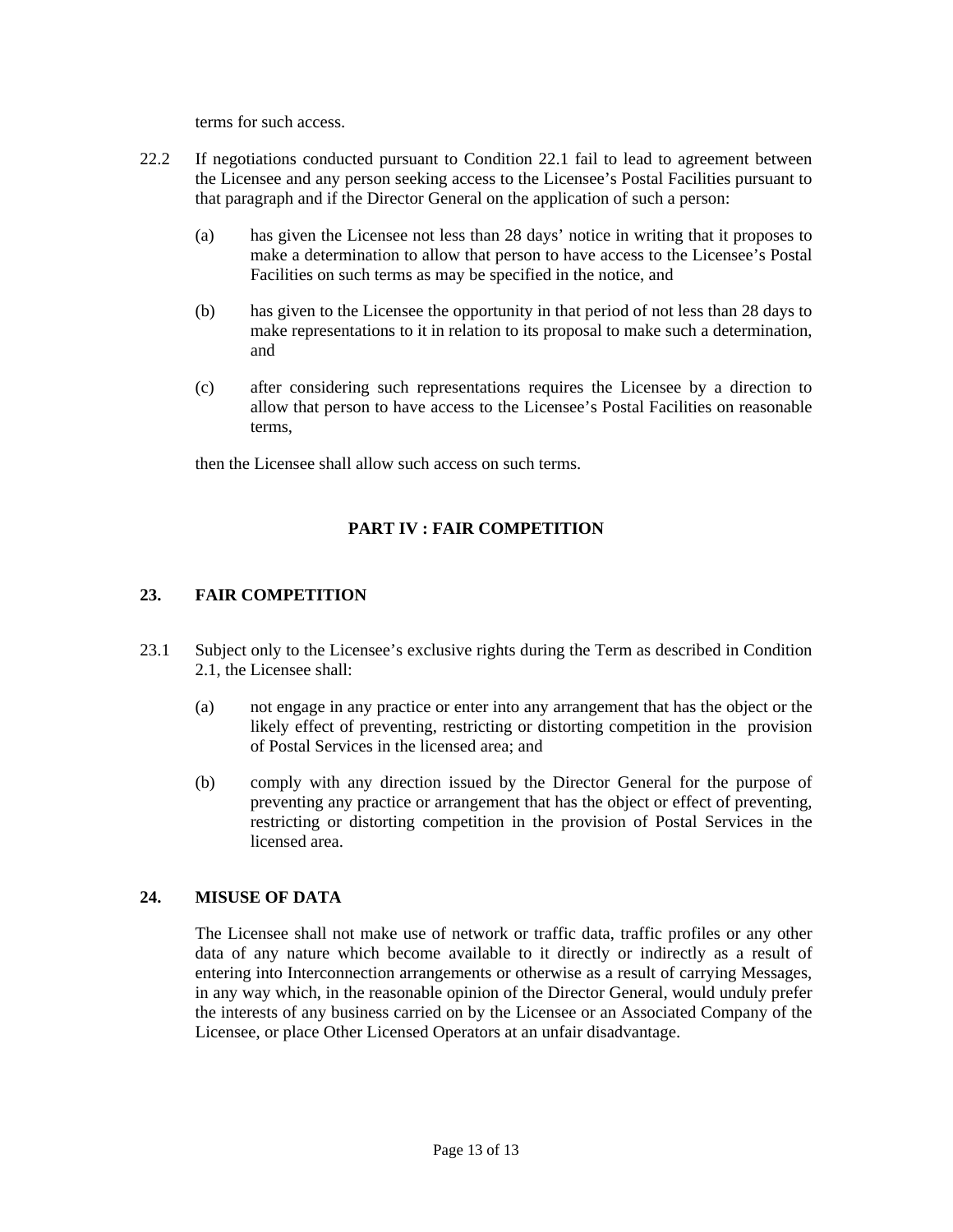terms for such access.

22.2 If negotiations conducted pursuant to Condition 22.1 fail to lead to agreement between the Licensee and any person seeking access to the Licensee's Postal Facilities pursuant to that paragraph and if the Director General on the application of such a person:

(a) has given the Licensee not less than 28 days' notice in writing that it proposes to make a determination to allow that person to have access to the Licensee's Postal Facilities on such terms as may be specified in the notice, and

(b) has given to the Licensee the opportunity in that period of not less than 28 days to make representations to it in relation to its proposal to make such a determination, and

(c) after considering such representations requires the Licensee by a direction to allow that person to have access to the Licensee's Postal Facilities on reasonable terms,

then the Licensee shall allow such access on such terms.

## PART IV : FAIR COMPETITION

### 23. FAIR COMPETITION

23.1 Subject only to the Licensee's exclusive rights during the Term as described in Condition 2.1, the Licensee shall:

(a) not engage in any practice or enter into any arrangement that has the object or the likely effect of preventing, restricting or distorting competition in the provision of Postal Services in the licensed area; and

(b) comply with any direction issued by the Director General for the purpose of preventing any practice or arrangement that has the object or effect of preventing, restricting or distorting competition in the provision of Postal Services in the licensed area.

### 24. MISUSE OF DATA

The Licensee shall not make use of network or traffic data, traffic profiles or any other data of any nature which become available to it directly or indirectly as a result of entering into Interconnection arrangements or otherwise as a result of carrying Messages, in any way which, in the reasonable opinion of the Director General, would unduly prefer the interests of any business carried on by the Licensee or an Associated Company of the Licensee, or place Other Licensed Operators at an unfair disadvantage.